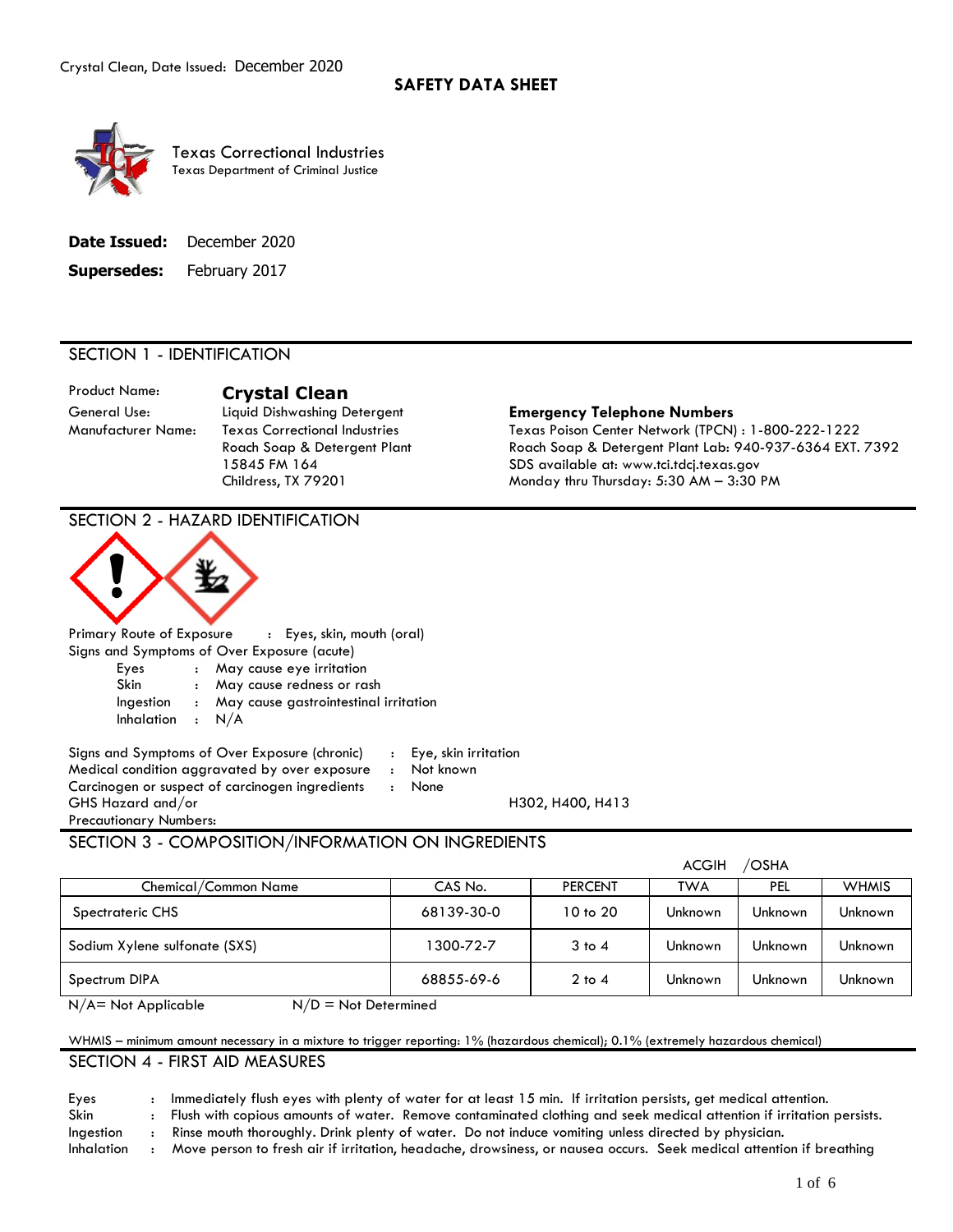Crystal Clean, Date Issued: December 2020

# SAFETY DATA SHEET

Texas Correctional Industries
Texas Department of Criminal Justice

**Date Issued:** December 2020

**Supersedes:** February 2017

## SECTION 1 - IDENTIFICATION

Product Name: **Crystal Clean**
General Use: Liquid Dishwashing Detergent
Manufacturer Name: Texas Correctional Industries
Roach Soap & Detergent Plant
15845 FM 164
Childress, TX 79201

**Emergency Telephone Numbers**
Texas Poison Center Network (TPCN) : 1-800-222-1222
Roach Soap & Detergent Plant Lab: 940-937-6364 EXT. 7392
SDS available at: www.tci.tdcj.texas.gov
Monday thru Thursday: 5:30 AM – 3:30 PM

## SECTION 2 - HAZARD IDENTIFICATION

Primary Route of Exposure : Eyes, skin, mouth (oral)

Signs and Symptoms of Over Exposure (acute)

- Eyes : May cause eye irritation
- Skin : May cause redness or rash
- Ingestion : May cause gastrointestinal irritation
- Inhalation : N/A

Signs and Symptoms of Over Exposure (chronic) : Eye, skin irritation
Medical condition aggravated by over exposure : Not known
Carcinogen or suspect of carcinogen ingredients : None
GHS Hazard and/or Precautionary Numbers: H302, H400, H413

## SECTION 3 - COMPOSITION/INFORMATION ON INGREDIENTS

| | | | ACGIH | /OSHA | |
|---|---|---|---|---|---|
| Chemical/Common Name | CAS No. | PERCENT | TWA | PEL | WHMIS |
| Spectrateric CHS | 68139-30-0 | 10 to 20 | Unknown | Unknown | Unknown |
| Sodium Xylene sulfonate (SXS) | 1300-72-7 | 3 to 4 | Unknown | Unknown | Unknown |
| Spectrum DIPA | 68855-69-6 | 2 to 4 | Unknown | Unknown | Unknown |

N/A= Not Applicable N/D = Not Determined

WHMIS – minimum amount necessary in a mixture to trigger reporting: 1% (hazardous chemical); 0.1% (extremely hazardous chemical)

## SECTION 4 - FIRST AID MEASURES

- Eyes : Immediately flush eyes with plenty of water for at least 15 min. If irritation persists, get medical attention.
- Skin : Flush with copious amounts of water. Remove contaminated clothing and seek medical attention if irritation persists.
- Ingestion : Rinse mouth thoroughly. Drink plenty of water. Do not induce vomiting unless directed by physician.
- Inhalation : Move person to fresh air if irritation, headache, drowsiness, or nausea occurs. Seek medical attention if breathing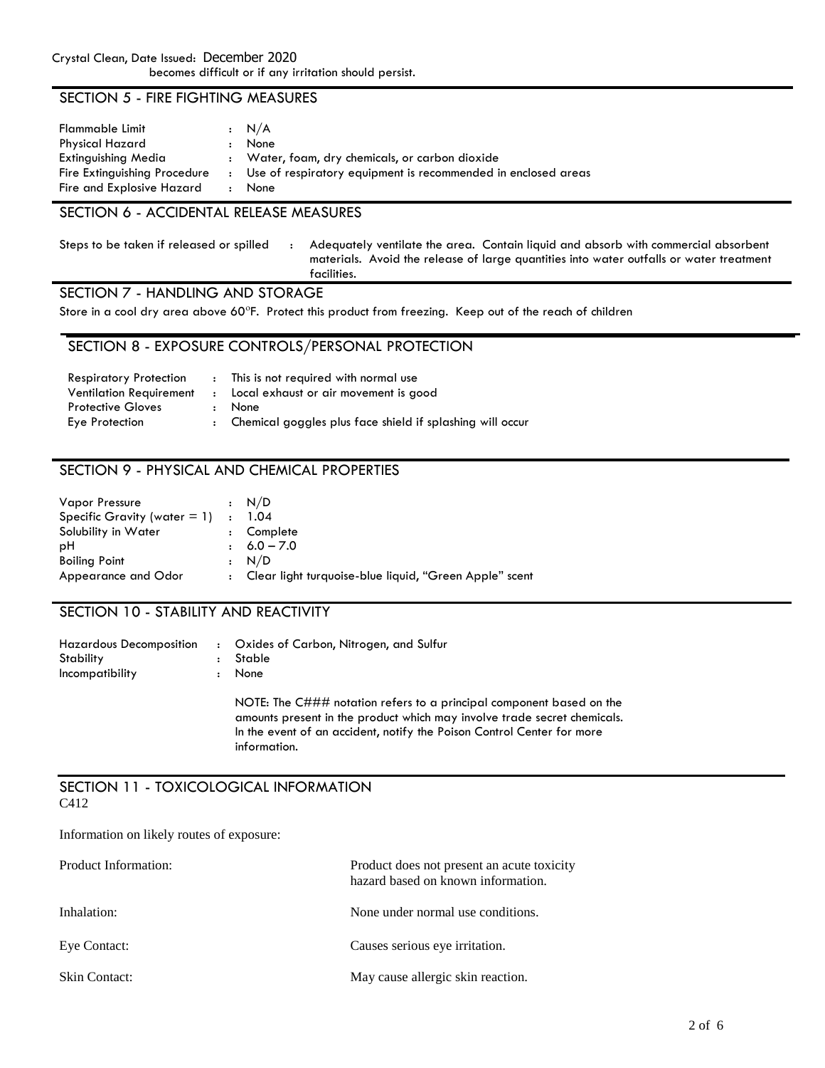becomes difficult or if any irritation should persist.

## SECTION 5 - FIRE FIGHTING MEASURES

| | | |
|---|---|---|
| Flammable Limit | : | N/A |
| Physical Hazard | : | None |
| Extinguishing Media | : | Water, foam, dry chemicals, or carbon dioxide |
| Fire Extinguishing Procedure | : | Use of respiratory equipment is recommended in enclosed areas |
| Fire and Explosive Hazard | : | None |

## SECTION 6 - ACCIDENTAL RELEASE MEASURES

| | | |
|---|---|---|
| Steps to be taken if released or spilled | : | Adequately ventilate the area. Contain liquid and absorb with commercial absorbent materials. Avoid the release of large quantities into water outfalls or water treatment facilities. |

## SECTION 7 - HANDLING AND STORAGE

Store in a cool dry area above 60°F. Protect this product from freezing. Keep out of the reach of children

## SECTION 8 - EXPOSURE CONTROLS/PERSONAL PROTECTION

| | | |
|---|---|---|
| Respiratory Protection | : | This is not required with normal use |
| Ventilation Requirement | : | Local exhaust or air movement is good |
| Protective Gloves | : | None |
| Eye Protection | : | Chemical goggles plus face shield if splashing will occur |

## SECTION 9 - PHYSICAL AND CHEMICAL PROPERTIES

| | | |
|---|---|---|
| Vapor Pressure | : | N/D |
| Specific Gravity (water = 1) | : | 1.04 |
| Solubility in Water | : | Complete |
| pH | : | 6.0 – 7.0 |
| Boiling Point | : | N/D |
| Appearance and Odor | : | Clear light turquoise-blue liquid, "Green Apple" scent |

## SECTION 10 - STABILITY AND REACTIVITY

| | | |
|---|---|---|
| Hazardous Decomposition | : | Oxides of Carbon, Nitrogen, and Sulfur |
| Stability | : | Stable |
| Incompatibility | : | None |

NOTE: The C### notation refers to a principal component based on the amounts present in the product which may involve trade secret chemicals. In the event of an accident, notify the Poison Control Center for more information.

## SECTION 11 - TOXICOLOGICAL INFORMATION

C412

Information on likely routes of exposure:

| | |
|---|---|
| Product Information: | Product does not present an acute toxicity hazard based on known information. |
| Inhalation: | None under normal use conditions. |
| Eye Contact: | Causes serious eye irritation. |
| Skin Contact: | May cause allergic skin reaction. |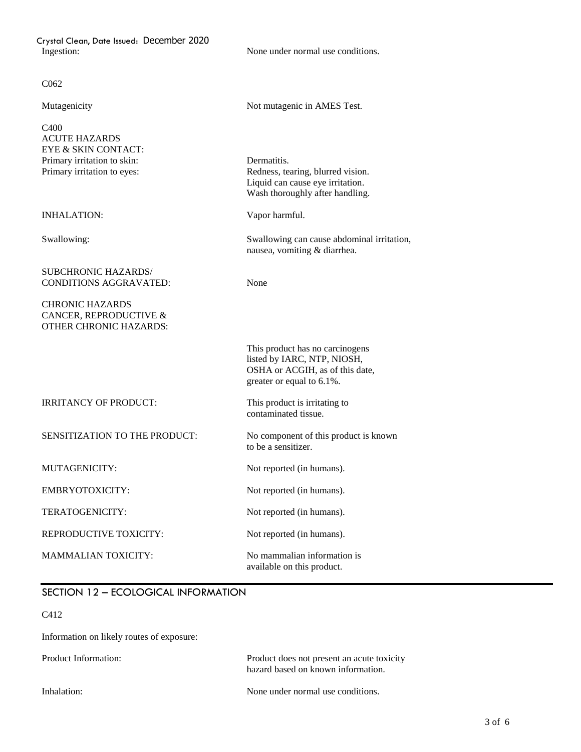Ingestion: None under normal use conditions.

C062

Mutagenicity: Not mutagenic in AMES Test.

C400
ACUTE HAZARDS
EYE & SKIN CONTACT:

Primary irritation to skin: Dermatitis.

Primary irritation to eyes: Redness, tearing, blurred vision. Liquid can cause eye irritation. Wash thoroughly after handling.

INHALATION: Vapor harmful.

Swallowing: Swallowing can cause abdominal irritation, nausea, vomiting & diarrhea.

SUBCHRONIC HAZARDS/ CONDITIONS AGGRAVATED: None

CHRONIC HAZARDS
CANCER, REPRODUCTIVE & OTHER CHRONIC HAZARDS:

This product has no carcinogens listed by IARC, NTP, NIOSH, OSHA or ACGIH, as of this date, greater or equal to 6.1%.

IRRITANCY OF PRODUCT: This product is irritating to contaminated tissue.

SENSITIZATION TO THE PRODUCT: No component of this product is known to be a sensitizer.

MUTAGENICITY: Not reported (in humans).

EMBRYOTOXICITY: Not reported (in humans).

TERATOGENICITY: Not reported (in humans).

REPRODUCTIVE TOXICITY: Not reported (in humans).

MAMMALIAN TOXICITY: No mammalian information is available on this product.

## SECTION 12 – ECOLOGICAL INFORMATION

C412

Information on likely routes of exposure:

Product Information: Product does not present an acute toxicity hazard based on known information.

Inhalation: None under normal use conditions.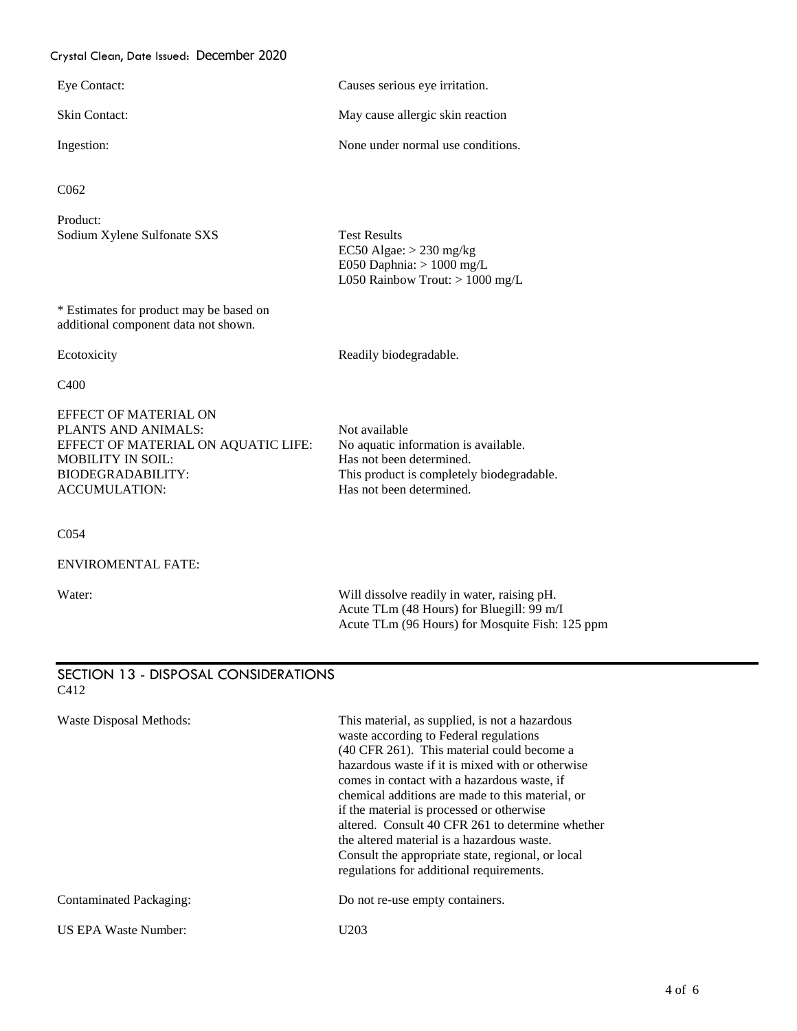Eye Contact: Causes serious eye irritation.

Skin Contact: May cause allergic skin reaction

Ingestion: None under normal use conditions.

C062

Product:
Sodium Xylene Sulfonate SXS

Test Results
EC50 Algae: > 230 mg/kg
E050 Daphnia: > 1000 mg/L
L050 Rainbow Trout: > 1000 mg/L

* Estimates for product may be based on additional component data not shown.

Ecotoxicity: Readily biodegradable.

C400

| | |
|---|---|
| EFFECT OF MATERIAL ON PLANTS AND ANIMALS: | Not available |
| EFFECT OF MATERIAL ON AQUATIC LIFE: | No aquatic information is available. |
| MOBILITY IN SOIL: | Has not been determined. |
| BIODEGRADABILITY: | This product is completely biodegradable. |
| ACCUMULATION: | Has not been determined. |

C054

ENVIROMENTAL FATE:

Water: Will dissolve readily in water, raising pH.
Acute TLm (48 Hours) for Bluegill: 99 m/I
Acute TLm (96 Hours) for Mosquite Fish: 125 ppm

## SECTION 13 - DISPOSAL CONSIDERATIONS

C412

Waste Disposal Methods: This material, as supplied, is not a hazardous waste according to Federal regulations (40 CFR 261). This material could become a hazardous waste if it is mixed with or otherwise comes in contact with a hazardous waste, if chemical additions are made to this material, or if the material is processed or otherwise altered. Consult 40 CFR 261 to determine whether the altered material is a hazardous waste. Consult the appropriate state, regional, or local regulations for additional requirements.

Contaminated Packaging: Do not re-use empty containers.

US EPA Waste Number: U203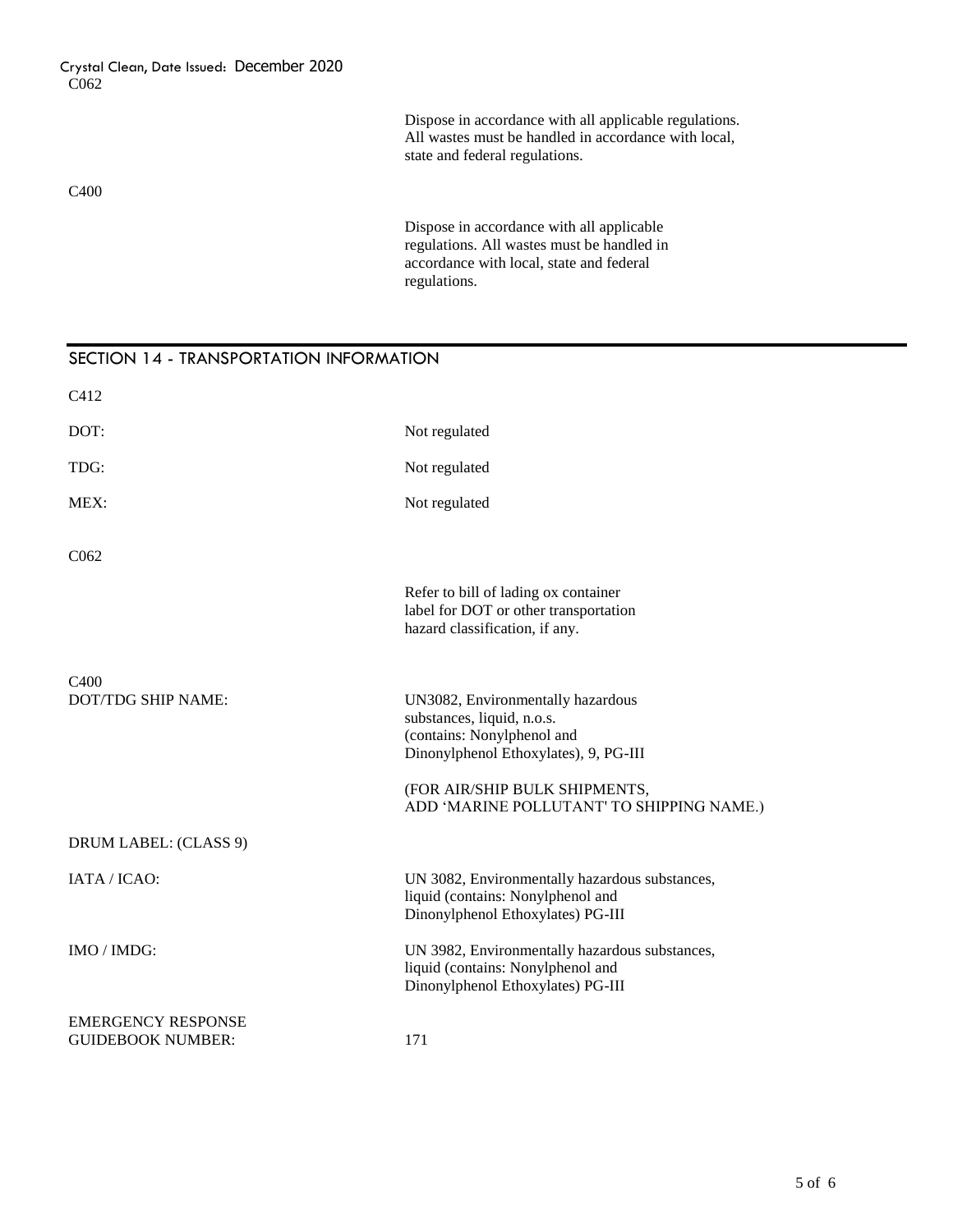C062

Dispose in accordance with all applicable regulations. All wastes must be handled in accordance with local, state and federal regulations.

C400

Dispose in accordance with all applicable regulations. All wastes must be handled in accordance with local, state and federal regulations.

## SECTION 14 - TRANSPORTATION INFORMATION

C412

| | |
|---|---|
| DOT: | Not regulated |
| TDG: | Not regulated |
| MEX: | Not regulated |

C062

Refer to bill of lading ox container label for DOT or other transportation hazard classification, if any.

C400

| | |
|---|---|
| DOT/TDG SHIP NAME: | UN3082, Environmentally hazardous substances, liquid, n.o.s. (contains: Nonylphenol and Dinonylphenol Ethoxylates), 9, PG-III<br><br>(FOR AIR/SHIP BULK SHIPMENTS, ADD 'MARINE POLLUTANT' TO SHIPPING NAME.) |
| DRUM LABEL: (CLASS 9) | |
| IATA / ICAO: | UN 3082, Environmentally hazardous substances, liquid (contains: Nonylphenol and Dinonylphenol Ethoxylates) PG-III |
| IMO / IMDG: | UN 3982, Environmentally hazardous substances, liquid (contains: Nonylphenol and Dinonylphenol Ethoxylates) PG-III |
| EMERGENCY RESPONSE GUIDEBOOK NUMBER: | 171 |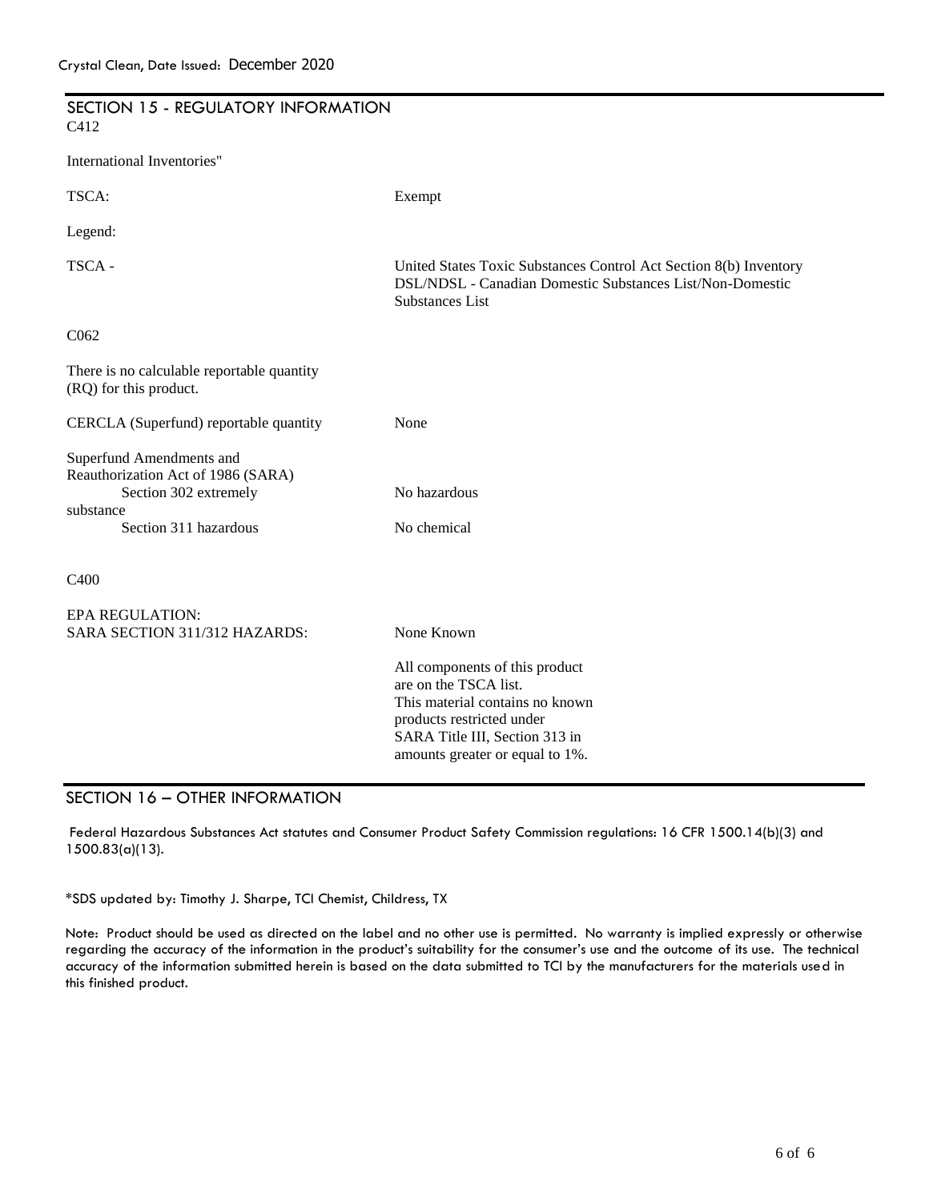## SECTION 15 - REGULATORY INFORMATION

C412

International Inventories"

| | |
|---|---|
| TSCA: | Exempt |
| Legend: | |
| TSCA - | United States Toxic Substances Control Act Section 8(b) Inventory DSL/NDSL - Canadian Domestic Substances List/Non-Domestic Substances List |

C062

| | |
|---|---|
| There is no calculable reportable quantity (RQ) for this product. | |
| CERCLA (Superfund) reportable quantity | None |
| Superfund Amendments and Reauthorization Act of 1986 (SARA) Section 302 extremely substance | No hazardous |
| Section 311 hazardous | No chemical |

C400

| | |
|---|---|
| EPA REGULATION: SARA SECTION 311/312 HAZARDS: | None Known |
| | All components of this product are on the TSCA list. This material contains no known products restricted under SARA Title III, Section 313 in amounts greater or equal to 1%. |

## SECTION 16 – OTHER INFORMATION

Federal Hazardous Substances Act statutes and Consumer Product Safety Commission regulations: 16 CFR 1500.14(b)(3) and 1500.83(a)(13).

*SDS updated by: Timothy J. Sharpe, TCI Chemist, Childress, TX

Note: Product should be used as directed on the label and no other use is permitted. No warranty is implied expressly or otherwise regarding the accuracy of the information in the product's suitability for the consumer's use and the outcome of its use. The technical accuracy of the information submitted herein is based on the data submitted to TCI by the manufacturers for the materials used in this finished product.